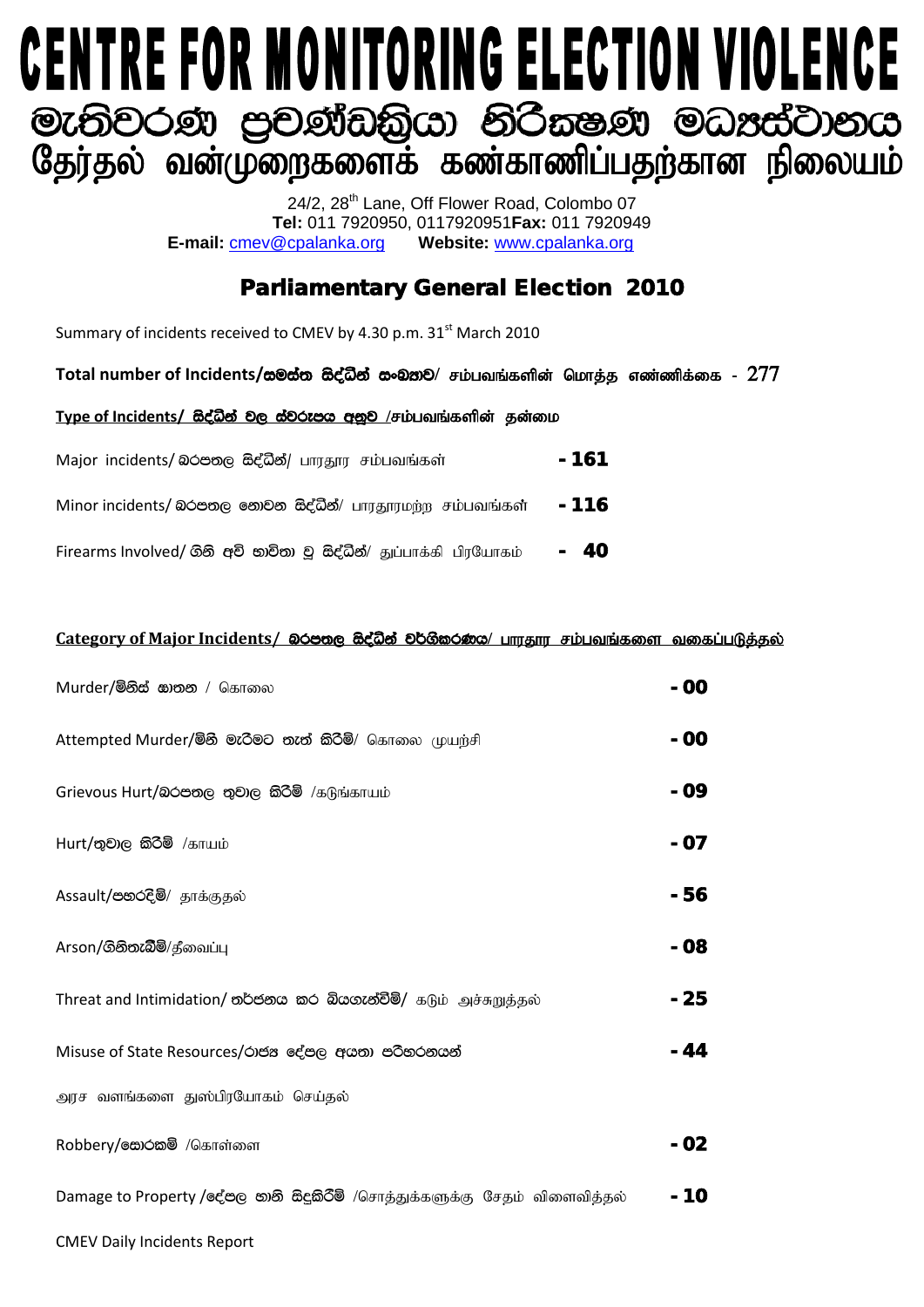# CENTRE FOR MONITORING ELECTION VIOLENCE

## මැතිවරණ ප්‍රචණ්ඩත්‍රියා නිරීක්ෂණ මධ්‍යස්ථානය

## தேர்தல் வன்முறைகளைக் கண்காணிப்பதற்கான நிலையம்

24/2, 28th Lane, Off Flower Road, Colombo 07
**Tel:** 011 7920950, 0117920951**Fax:** 011 7920949
**E-mail:** cmev@cpalanka.org **Website:** www.cpalanka.org

## Parliamentary General Election 2010

Summary of incidents received to CMEV by 4.30 p.m. 31st March 2010

**Total number of Incidents/සමස්ත සිද්ධීන් සංඛ්‍යාව/ சம்பவங்களின் மொத்த எண்ணிக்கை - 277**

**Type of Incidents/ සිද්ධීන් වල ස්වරූපය අනුව /சம்பவங்களின் தன்மை**

| | |
|---|---|
| Major incidents/ බරපතල සිද්ධීන්/ பாரதூர சம்பவங்கள் | **- 161** |
| Minor incidents/ බරපතල නොවන සිද්ධීන්/ பாரதூரமற்ற சம்பவங்கள் | **- 116** |
| Firearms Involved/ ගිනි අවි භාවිතා වූ සිද්ධීන්/ துப்பாக்கி பிரயோகம் | **- 40** |

**Category of Major Incidents/ බරපතල සිද්ධීන් වර්ගීකරණය/ பாரதூர சம்பவங்களை வகைப்படுத்தல்**

| | |
|---|---|
| Murder/**මිනිස් ඝාතන** / கொலை | **- 00** |
| Attempted Murder/**මිනී මැරීමට තැත් කිරීම්**/ கொலை முயற்சி | **- 00** |
| Grievous Hurt/බරපතල තුවාල කිරීම් /கடுங்காயம் | **- 09** |
| Hurt/**තුවාල කිරීම්** /காயம் | **- 07** |
| Assault/පහරදීම්/ தாக்குதல் | **- 56** |
| Arson/**ගිනිතැබීම්**/தீவைப்பு | **- 08** |
| Threat and Intimidation/ තර්ජනය කර බියගැන්වීම්/ கடும் அச்சுறுத்தல் | **- 25** |
| Misuse of State Resources/රාජ්‍ය දේපල අයතා පරිහරනයන් அரச வளங்களை துஸ்பிரயோகம் செய்தல் | **- 44** |
| Robbery/**සොරකම්** /கொள்ளை | **- 02** |
| Damage to Property /දේපල හානි සිදුකිරීම් /சொத்துக்களுக்கு சேதம் விளைவித்தல் | **- 10** |

CMEV Daily Incidents Report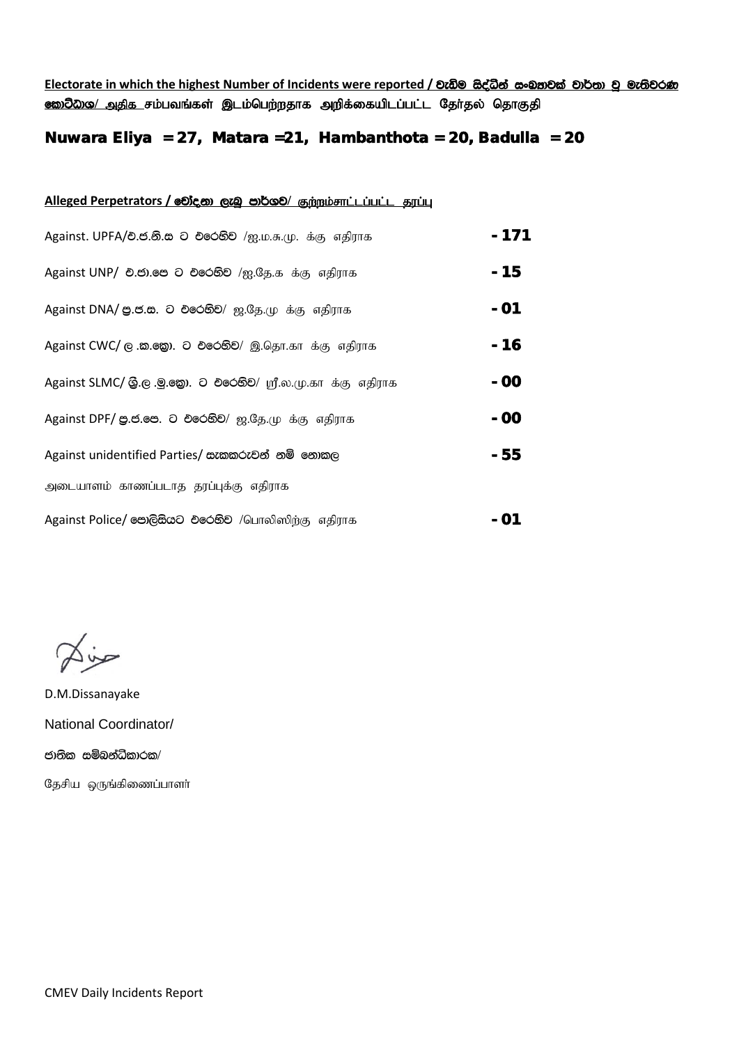**Electorate in which the highest Number of Incidents were reported / වැඩිම සිද්ධීන් සංඛ්‍යාවක් වාර්තා වූ මැතිවරණ කොට්ඨාශ/ அதிக சம்பவங்கள் இடம்பெற்றதாக அறிக்கையிடப்பட்ட தேர்தல் தொகுதி**

**Nuwara Eliya = 27, Matara =21, Hambanthota = 20, Badulla = 20**

**Alleged Perpetrators / චෝදනා ලැබූ පාර්ශව/ குற்றம்சாட்டப்பட்ட தரப்பு**

| | |
|---|---|
| Against. UPFA/එ.ජ.නි.ස ට එරෙහිව /ஐ.ம.சு.மு. க்கு எதிராக | **- 171** |
| Against UNP/ එ.ජා.පෙ ට එරෙහිව /ஐ.தே.க க்கு எதிராக | **- 15** |
| Against DNA/ ප්‍ර.ජ.ස. ට එරෙහිව/ ஐ.தே.மு க்கு எதிராக | **- 01** |
| Against CWC/ ල .ක.කො. ට එරෙහිව/ இ.தொ.கா க்கு எதிராக | **- 16** |
| Against SLMC/ ශ්‍රී.ල .මු.කො. ට එරෙහිව/ ஸ்ரீ.ல.மு.கா க்கு எதிராக | **- 00** |
| Against DPF/ ප්‍ර.ජ.පෙ. ට එරෙහිව/ ஜ.தே.மு க்கு எதிராக | **- 00** |
| Against unidentified Parties/ සැකකරුවන් නම් නොකල அடையாளம் காணப்படாத தரப்புக்கு எதிராக | **- 55** |
| Against Police/ පොලිසියට එරෙහිව /பொலிஸிற்கு எதிராக | **- 01** |

D.M.Dissanayake

National Coordinator/

ජාතික සම්බන්ධීකාරක/

தேசிய ஒருங்கிணைப்பாளர்